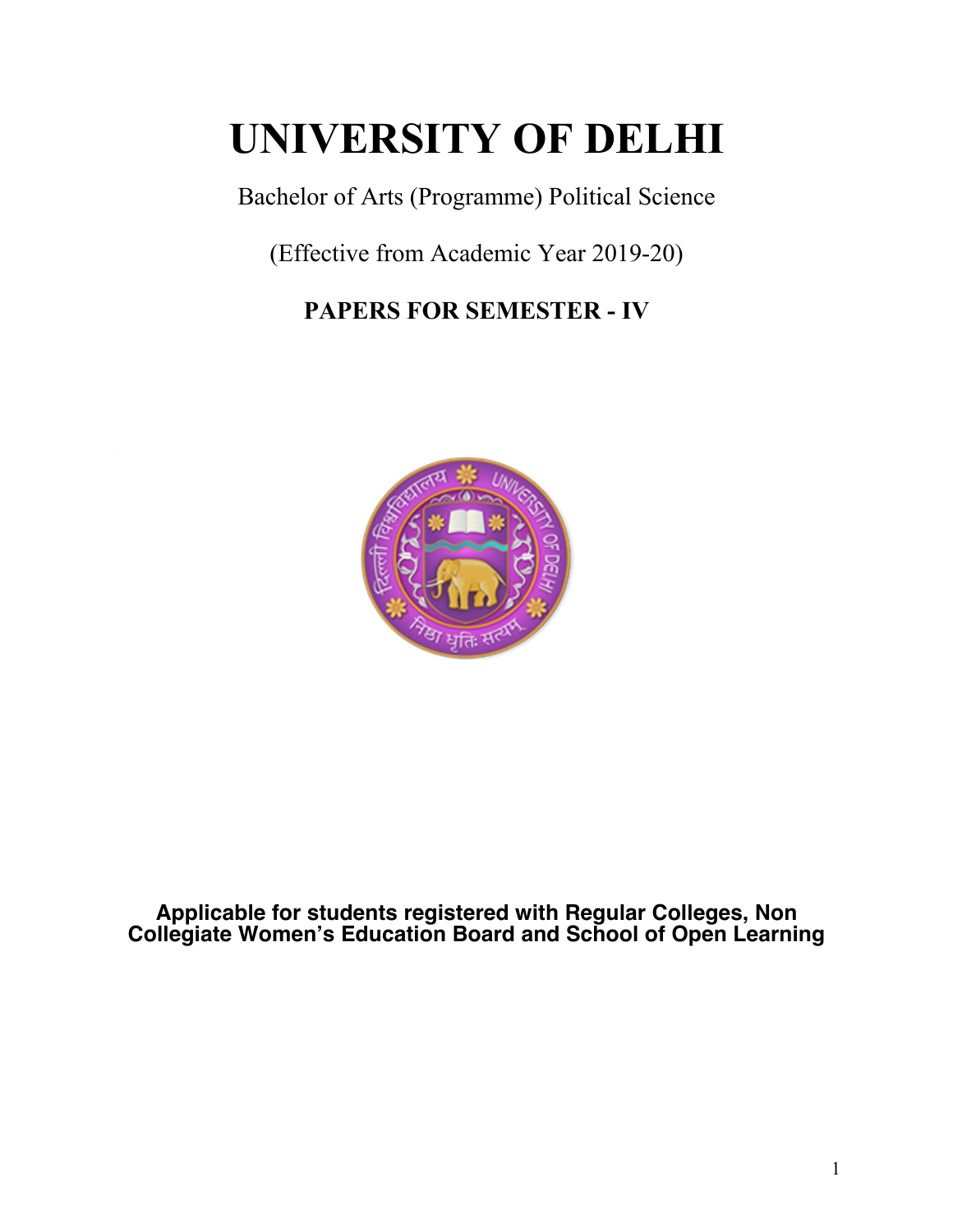# UNIVERSITY OF DELHI

Bachelor of Arts (Programme) Political Science

(Effective from Academic Year 2019-20)

## PAPERS FOR SEMESTER - IV

**Applicable for students registered with Regular Colleges, Non Collegiate Women's Education Board and School of Open Learning**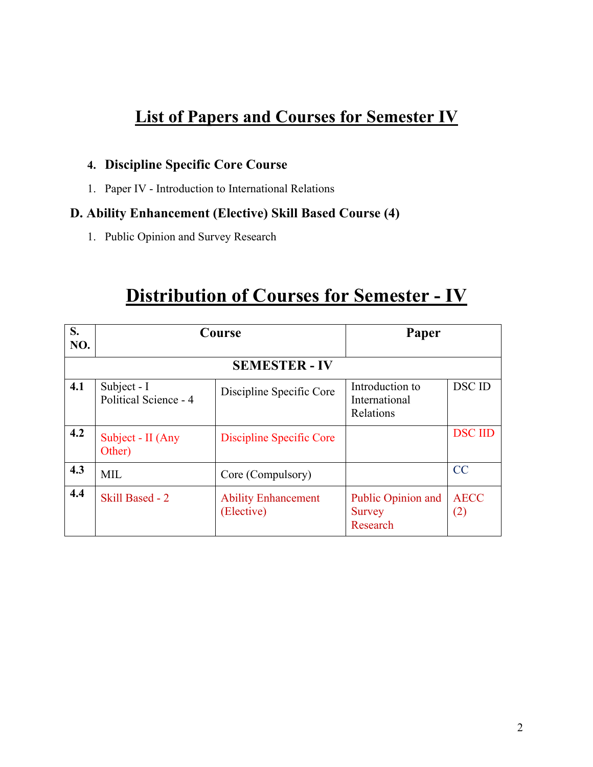# List of Papers and Courses for Semester IV

4. **Discipline Specific Core Course**

1. Paper IV - Introduction to International Relations

### D. Ability Enhancement (Elective) Skill Based Course (4)

1. Public Opinion and Survey Research

# Distribution of Courses for Semester - IV

| S. NO. | Course | | Paper | |
|---|---|---|---|---|
| **SEMESTER - IV** | | | | |
| **4.1** | Subject - I Political Science - 4 | Discipline Specific Core | Introduction to International Relations | DSC ID |
| **4.2** | Subject - II (Any Other) | Discipline Specific Core | | DSC IID |
| **4.3** | MIL | Core (Compulsory) | | CC |
| **4.4** | Skill Based - 2 | Ability Enhancement (Elective) | Public Opinion and Survey Research | AECC (2) |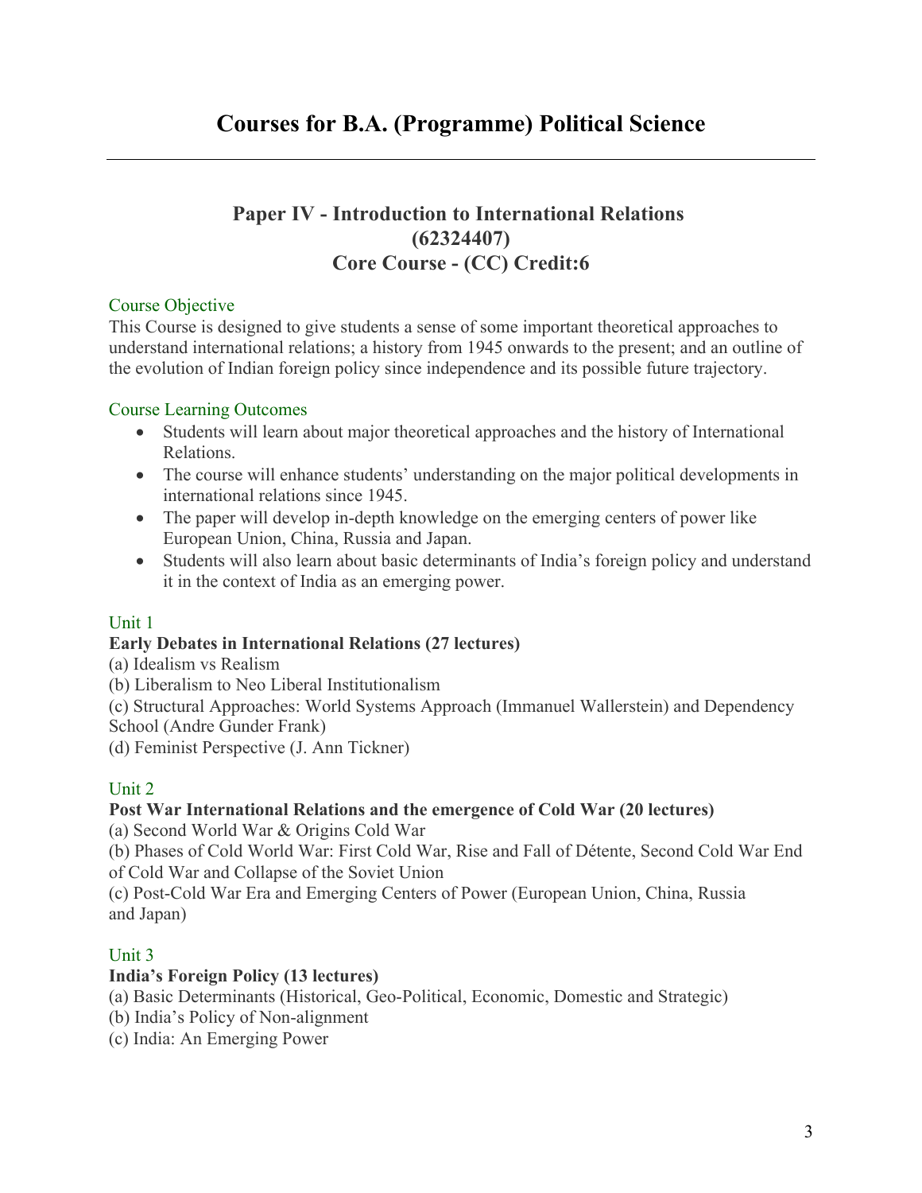# Courses for B.A. (Programme) Political Science

## Paper IV - Introduction to International Relations (62324407) Core Course - (CC) Credit:6

### Course Objective

This Course is designed to give students a sense of some important theoretical approaches to understand international relations; a history from 1945 onwards to the present; and an outline of the evolution of Indian foreign policy since independence and its possible future trajectory.

### Course Learning Outcomes

- Students will learn about major theoretical approaches and the history of International Relations.
- The course will enhance students' understanding on the major political developments in international relations since 1945.
- The paper will develop in-depth knowledge on the emerging centers of power like European Union, China, Russia and Japan.
- Students will also learn about basic determinants of India's foreign policy and understand it in the context of India as an emerging power.

### Unit 1

**Early Debates in International Relations (27 lectures)**

(a) Idealism vs Realism

(b) Liberalism to Neo Liberal Institutionalism

(c) Structural Approaches: World Systems Approach (Immanuel Wallerstein) and Dependency School (Andre Gunder Frank)

(d) Feminist Perspective (J. Ann Tickner)

### Unit 2

**Post War International Relations and the emergence of Cold War (20 lectures)**

(a) Second World War & Origins Cold War

(b) Phases of Cold World War: First Cold War, Rise and Fall of Détente, Second Cold War End of Cold War and Collapse of the Soviet Union

(c) Post-Cold War Era and Emerging Centers of Power (European Union, China, Russia and Japan)

### Unit 3

**India's Foreign Policy (13 lectures)**

(a) Basic Determinants (Historical, Geo-Political, Economic, Domestic and Strategic)

(b) India's Policy of Non-alignment

(c) India: An Emerging Power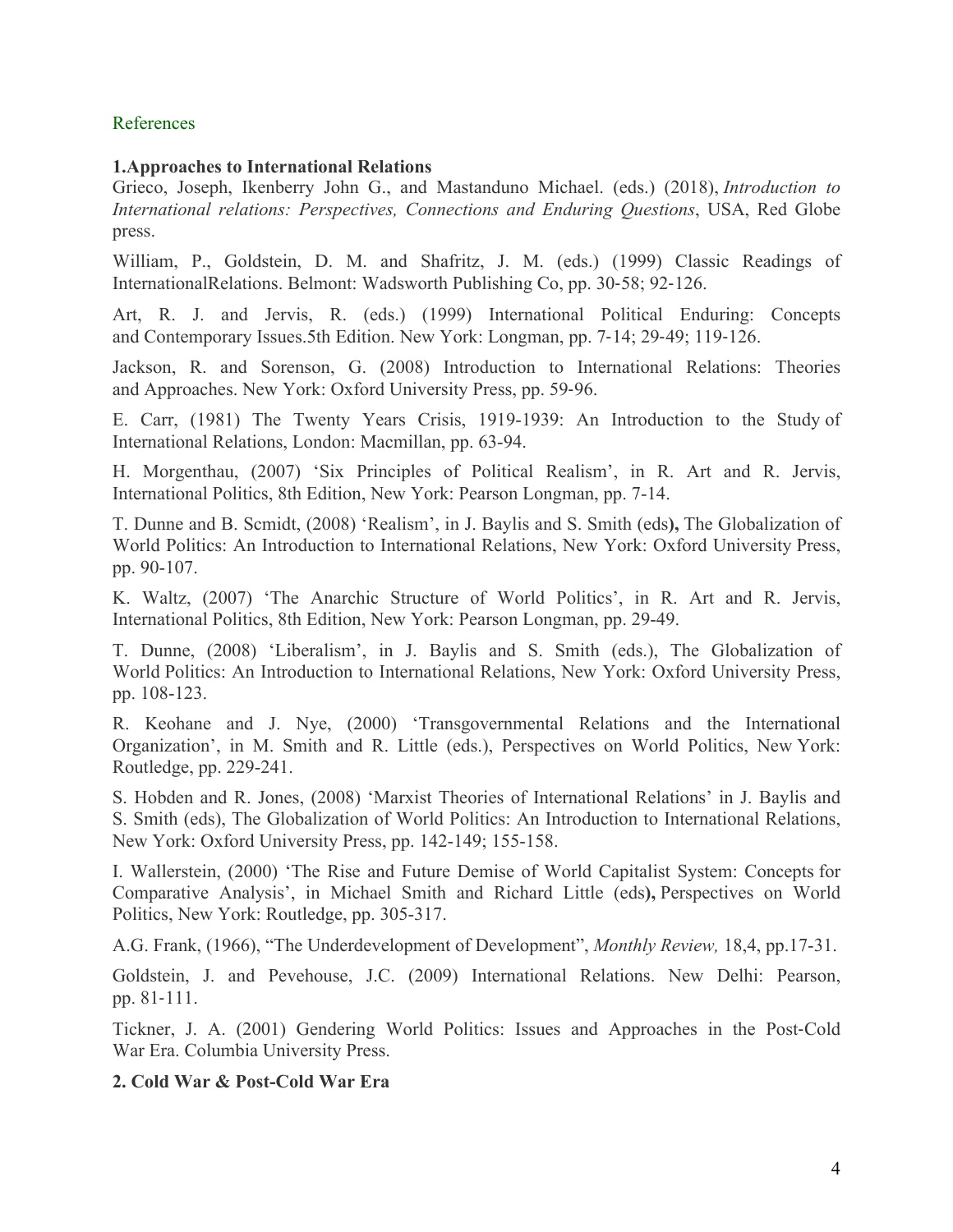References

**1.Approaches to International Relations**

Grieco, Joseph, Ikenberry John G., and Mastanduno Michael. (eds.) (2018), *Introduction to International relations: Perspectives, Connections and Enduring Questions*, USA, Red Globe press.

William, P., Goldstein, D. M. and Shafritz, J. M. (eds.) (1999) Classic Readings of InternationalRelations. Belmont: Wadsworth Publishing Co, pp. 30-58; 92-126.

Art, R. J. and Jervis, R. (eds.) (1999) International Political Enduring: Concepts and Contemporary Issues.5th Edition. New York: Longman, pp. 7-14; 29-49; 119-126.

Jackson, R. and Sorenson, G. (2008) Introduction to International Relations: Theories and Approaches. New York: Oxford University Press, pp. 59-96.

E. Carr, (1981) The Twenty Years Crisis, 1919-1939: An Introduction to the Study of International Relations, London: Macmillan, pp. 63-94.

H. Morgenthau, (2007) 'Six Principles of Political Realism', in R. Art and R. Jervis, International Politics, 8th Edition, New York: Pearson Longman, pp. 7-14.

T. Dunne and B. Scmidt, (2008) 'Realism', in J. Baylis and S. Smith (eds**),** The Globalization of World Politics: An Introduction to International Relations, New York: Oxford University Press, pp. 90-107.

K. Waltz, (2007) 'The Anarchic Structure of World Politics', in R. Art and R. Jervis, International Politics, 8th Edition, New York: Pearson Longman, pp. 29-49.

T. Dunne, (2008) 'Liberalism', in J. Baylis and S. Smith (eds.), The Globalization of World Politics: An Introduction to International Relations, New York: Oxford University Press, pp. 108-123.

R. Keohane and J. Nye, (2000) 'Transgovernmental Relations and the International Organization', in M. Smith and R. Little (eds.), Perspectives on World Politics, New York: Routledge, pp. 229-241.

S. Hobden and R. Jones, (2008) 'Marxist Theories of International Relations' in J. Baylis and S. Smith (eds), The Globalization of World Politics: An Introduction to International Relations, New York: Oxford University Press, pp. 142-149; 155-158.

I. Wallerstein, (2000) 'The Rise and Future Demise of World Capitalist System: Concepts for Comparative Analysis', in Michael Smith and Richard Little (eds**),** Perspectives on World Politics, New York: Routledge, pp. 305-317.

A.G. Frank, (1966), "The Underdevelopment of Development", *Monthly Review,* 18,4, pp.17-31.

Goldstein, J. and Pevehouse, J.C. (2009) International Relations. New Delhi: Pearson, pp. 81-111.

Tickner, J. A. (2001) Gendering World Politics: Issues and Approaches in the Post-Cold War Era. Columbia University Press.

**2. Cold War & Post-Cold War Era**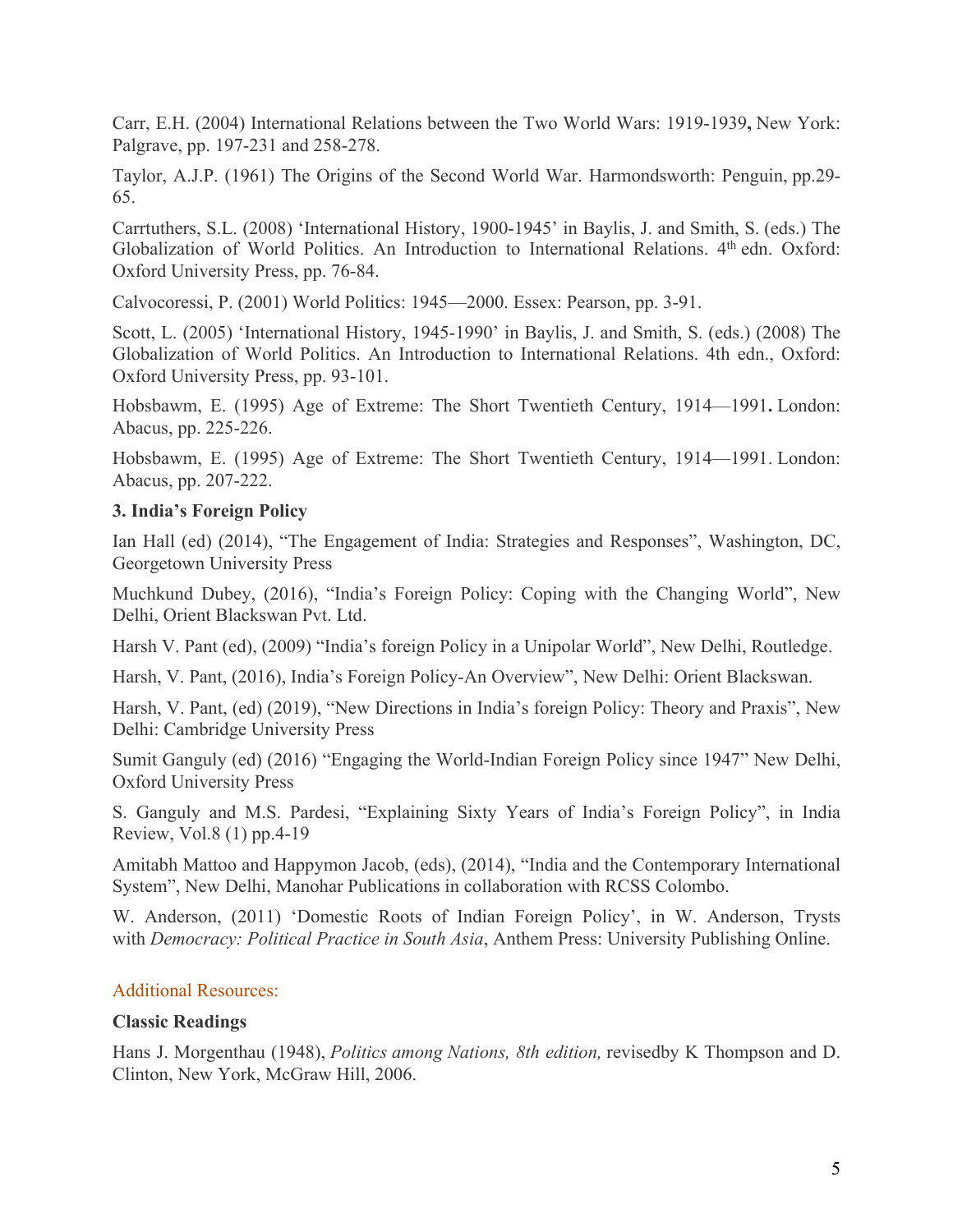Carr, E.H. (2004) International Relations between the Two World Wars: 1919-1939**,** New York: Palgrave, pp. 197-231 and 258-278.

Taylor, A.J.P. (1961) The Origins of the Second World War. Harmondsworth: Penguin, pp.29-65.

Carrtuthers, S.L. (2008) 'International History, 1900-1945' in Baylis, J. and Smith, S. (eds.) The Globalization of World Politics. An Introduction to International Relations. 4th edn. Oxford: Oxford University Press, pp. 76-84.

Calvocoressi, P. (2001) World Politics: 1945—2000. Essex: Pearson, pp. 3-91.

Scott, L. (2005) 'International History, 1945-1990' in Baylis, J. and Smith, S. (eds.) (2008) The Globalization of World Politics. An Introduction to International Relations. 4th edn., Oxford: Oxford University Press, pp. 93-101.

Hobsbawm, E. (1995) Age of Extreme: The Short Twentieth Century, 1914—1991**.** London: Abacus, pp. 225-226.

Hobsbawm, E. (1995) Age of Extreme: The Short Twentieth Century, 1914—1991. London: Abacus, pp. 207-222.

**3. India's Foreign Policy**

Ian Hall (ed) (2014), "The Engagement of India: Strategies and Responses", Washington, DC, Georgetown University Press

Muchkund Dubey, (2016), "India's Foreign Policy: Coping with the Changing World", New Delhi, Orient Blackswan Pvt. Ltd.

Harsh V. Pant (ed), (2009) "India's foreign Policy in a Unipolar World", New Delhi, Routledge.

Harsh, V. Pant, (2016), India's Foreign Policy-An Overview", New Delhi: Orient Blackswan.

Harsh, V. Pant, (ed) (2019), "New Directions in India's foreign Policy: Theory and Praxis", New Delhi: Cambridge University Press

Sumit Ganguly (ed) (2016) "Engaging the World-Indian Foreign Policy since 1947" New Delhi, Oxford University Press

S. Ganguly and M.S. Pardesi, "Explaining Sixty Years of India's Foreign Policy", in India Review, Vol.8 (1) pp.4-19

Amitabh Mattoo and Happymon Jacob, (eds), (2014), "India and the Contemporary International System", New Delhi, Manohar Publications in collaboration with RCSS Colombo.

W. Anderson, (2011) 'Domestic Roots of Indian Foreign Policy', in W. Anderson, Trysts with *Democracy: Political Practice in South Asia*, Anthem Press: University Publishing Online.

Additional Resources:

**Classic Readings**

Hans J. Morgenthau (1948), *Politics among Nations, 8th edition,* revisedby K Thompson and D. Clinton, New York, McGraw Hill, 2006.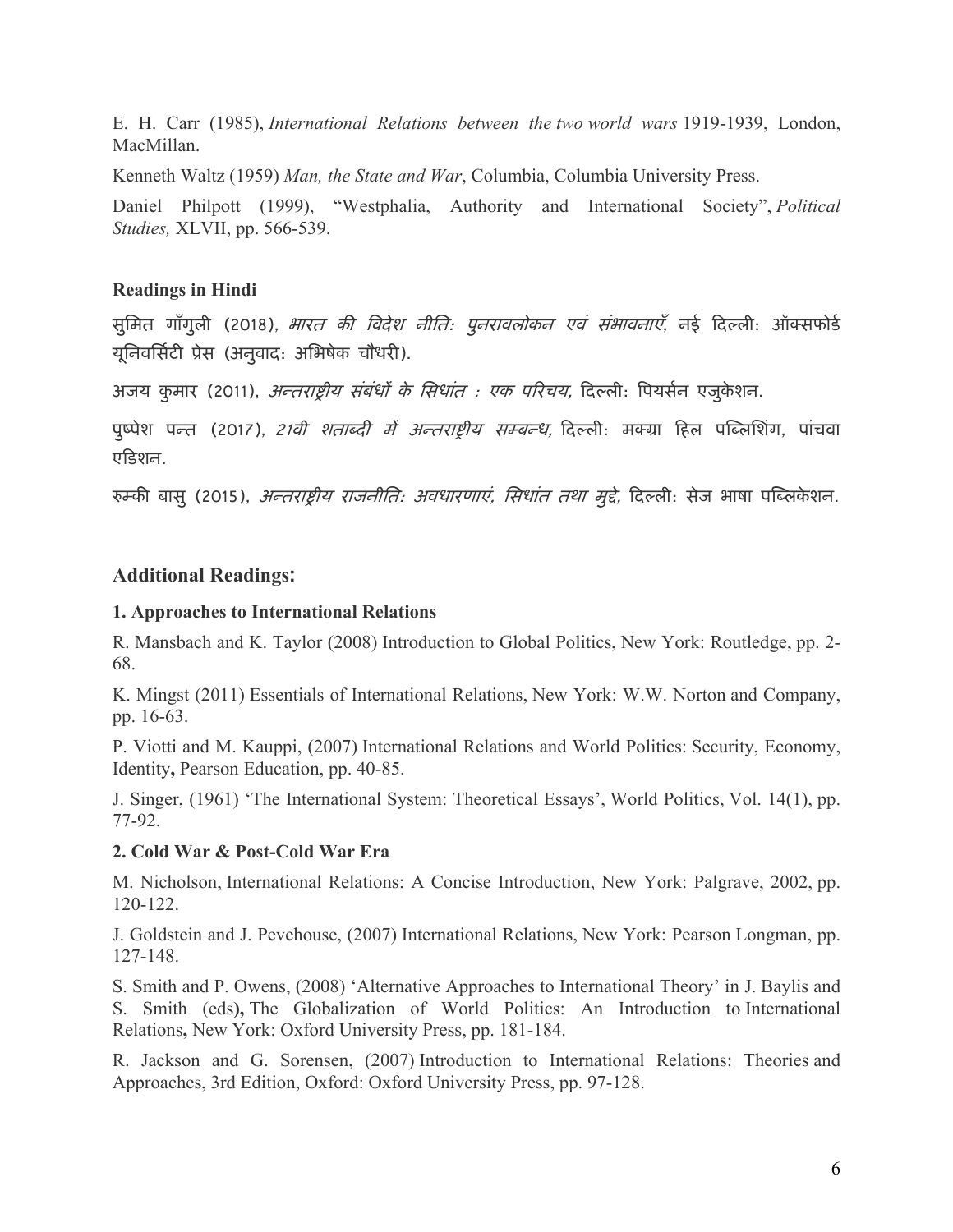E. H. Carr (1985), *International Relations between the two world wars* 1919-1939, London, MacMillan.

Kenneth Waltz (1959) *Man, the State and War*, Columbia, Columbia University Press.

Daniel Philpott (1999), "Westphalia, Authority and International Society", *Political Studies,* XLVII, pp. 566-539.

**Readings in Hindi**

सुमित गाँगुली (2018), *भारत की विदेश नीतिः पुनरावलोकन एवं संभावनाएँ*, नई दिल्लीः ऑक्सफोर्ड यूनिवर्सिटी प्रेस (अनुवादः अभिषेक चौधरी).

अजय कुमार (2011), *अन्तराष्ट्रीय संबंधों के सिधांत : एक परिचय,* दिल्लीः पियर्सन एजुकेशन.

पुष्पेश पन्त (2017), *21वी शताब्दी में अन्तराष्ट्रीय सम्बन्ध,* दिल्लीः मक्ग्रा हिल पब्लिशिंग, पांचवा एडिशन.

रुम्की बासु (2015), *अन्तराष्ट्रीय राजनीतिः अवधारणाएं, सिधांत तथा मुद्दे,* दिल्लीः सेज भाषा पब्लिकेशन.

## Additional Readings:

**1. Approaches to International Relations**

R. Mansbach and K. Taylor (2008) Introduction to Global Politics, New York: Routledge, pp. 2-68.

K. Mingst (2011) Essentials of International Relations, New York: W.W. Norton and Company, pp. 16-63.

P. Viotti and M. Kauppi, (2007) International Relations and World Politics: Security, Economy, Identity**,** Pearson Education, pp. 40-85.

J. Singer, (1961) 'The International System: Theoretical Essays', World Politics, Vol. 14(1), pp. 77-92.

**2. Cold War & Post-Cold War Era**

M. Nicholson, International Relations: A Concise Introduction, New York: Palgrave, 2002, pp. 120-122.

J. Goldstein and J. Pevehouse, (2007) International Relations, New York: Pearson Longman, pp. 127-148.

S. Smith and P. Owens, (2008) 'Alternative Approaches to International Theory' in J. Baylis and S. Smith (eds**),** The Globalization of World Politics: An Introduction to International Relations**,** New York: Oxford University Press, pp. 181-184.

R. Jackson and G. Sorensen, (2007) Introduction to International Relations: Theories and Approaches, 3rd Edition, Oxford: Oxford University Press, pp. 97-128.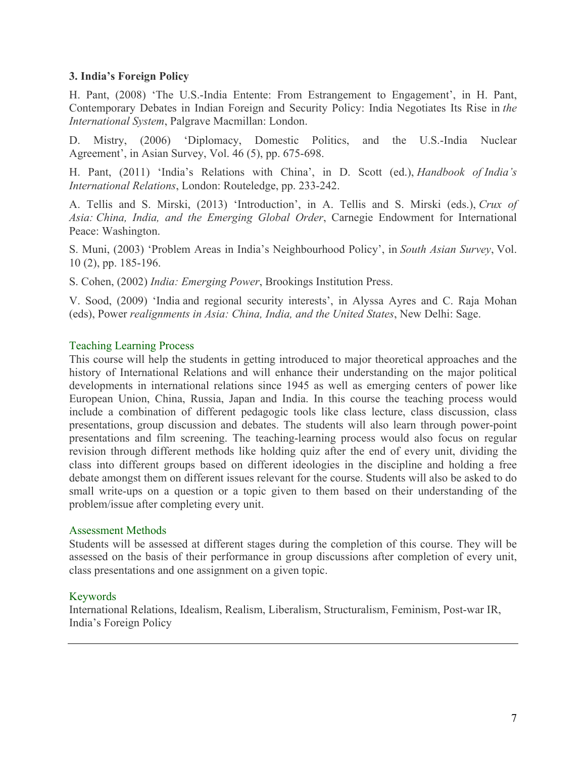### 3. India's Foreign Policy

H. Pant, (2008) 'The U.S.-India Entente: From Estrangement to Engagement', in H. Pant, Contemporary Debates in Indian Foreign and Security Policy: India Negotiates Its Rise in *the International System*, Palgrave Macmillan: London.

D. Mistry, (2006) 'Diplomacy, Domestic Politics, and the U.S.-India Nuclear Agreement', in Asian Survey, Vol. 46 (5), pp. 675-698.

H. Pant, (2011) 'India's Relations with China', in D. Scott (ed.), *Handbook of India's International Relations*, London: Routeledge, pp. 233-242.

A. Tellis and S. Mirski, (2013) 'Introduction', in A. Tellis and S. Mirski (eds.), *Crux of Asia: China, India, and the Emerging Global Order*, Carnegie Endowment for International Peace: Washington.

S. Muni, (2003) 'Problem Areas in India's Neighbourhood Policy', in *South Asian Survey*, Vol. 10 (2), pp. 185-196.

S. Cohen, (2002) *India: Emerging Power*, Brookings Institution Press.

V. Sood, (2009) 'India and regional security interests', in Alyssa Ayres and C. Raja Mohan (eds), Power *realignments in Asia: China, India, and the United States*, New Delhi: Sage.

#### Teaching Learning Process

This course will help the students in getting introduced to major theoretical approaches and the history of International Relations and will enhance their understanding on the major political developments in international relations since 1945 as well as emerging centers of power like European Union, China, Russia, Japan and India. In this course the teaching process would include a combination of different pedagogic tools like class lecture, class discussion, class presentations, group discussion and debates. The students will also learn through power-point presentations and film screening. The teaching-learning process would also focus on regular revision through different methods like holding quiz after the end of every unit, dividing the class into different groups based on different ideologies in the discipline and holding a free debate amongst them on different issues relevant for the course. Students will also be asked to do small write-ups on a question or a topic given to them based on their understanding of the problem/issue after completing every unit.

#### Assessment Methods

Students will be assessed at different stages during the completion of this course. They will be assessed on the basis of their performance in group discussions after completion of every unit, class presentations and one assignment on a given topic.

#### Keywords

International Relations, Idealism, Realism, Liberalism, Structuralism, Feminism, Post-war IR, India's Foreign Policy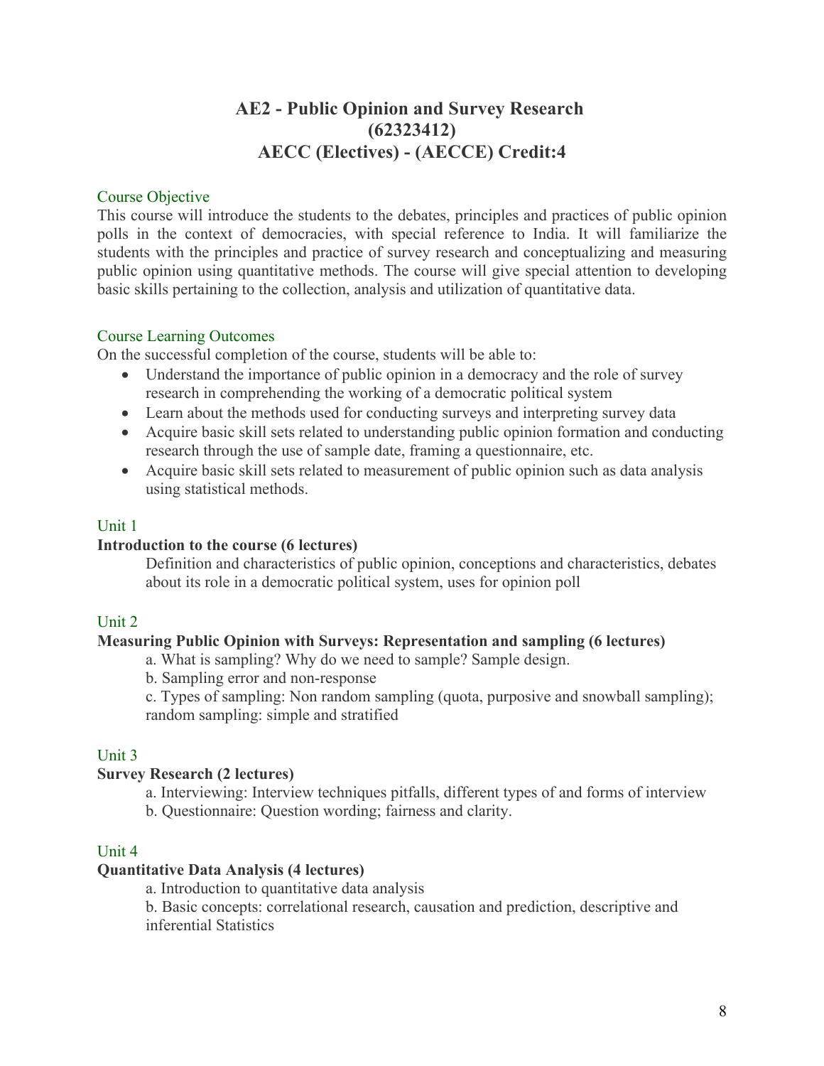# AE2 - Public Opinion and Survey Research (62323412) AECC (Electives) - (AECCE) Credit:4

## Course Objective

This course will introduce the students to the debates, principles and practices of public opinion polls in the context of democracies, with special reference to India. It will familiarize the students with the principles and practice of survey research and conceptualizing and measuring public opinion using quantitative methods. The course will give special attention to developing basic skills pertaining to the collection, analysis and utilization of quantitative data.

## Course Learning Outcomes

On the successful completion of the course, students will be able to:

- Understand the importance of public opinion in a democracy and the role of survey research in comprehending the working of a democratic political system
- Learn about the methods used for conducting surveys and interpreting survey data
- Acquire basic skill sets related to understanding public opinion formation and conducting research through the use of sample date, framing a questionnaire, etc.
- Acquire basic skill sets related to measurement of public opinion such as data analysis using statistical methods.

## Unit 1

**Introduction to the course (6 lectures)**

Definition and characteristics of public opinion, conceptions and characteristics, debates about its role in a democratic political system, uses for opinion poll

## Unit 2

**Measuring Public Opinion with Surveys: Representation and sampling (6 lectures)**

a. What is sampling? Why do we need to sample? Sample design.

b. Sampling error and non-response

c. Types of sampling: Non random sampling (quota, purposive and snowball sampling); random sampling: simple and stratified

## Unit 3

**Survey Research (2 lectures)**

a. Interviewing: Interview techniques pitfalls, different types of and forms of interview

b. Questionnaire: Question wording; fairness and clarity.

## Unit 4

**Quantitative Data Analysis (4 lectures)**

a. Introduction to quantitative data analysis

b. Basic concepts: correlational research, causation and prediction, descriptive and inferential Statistics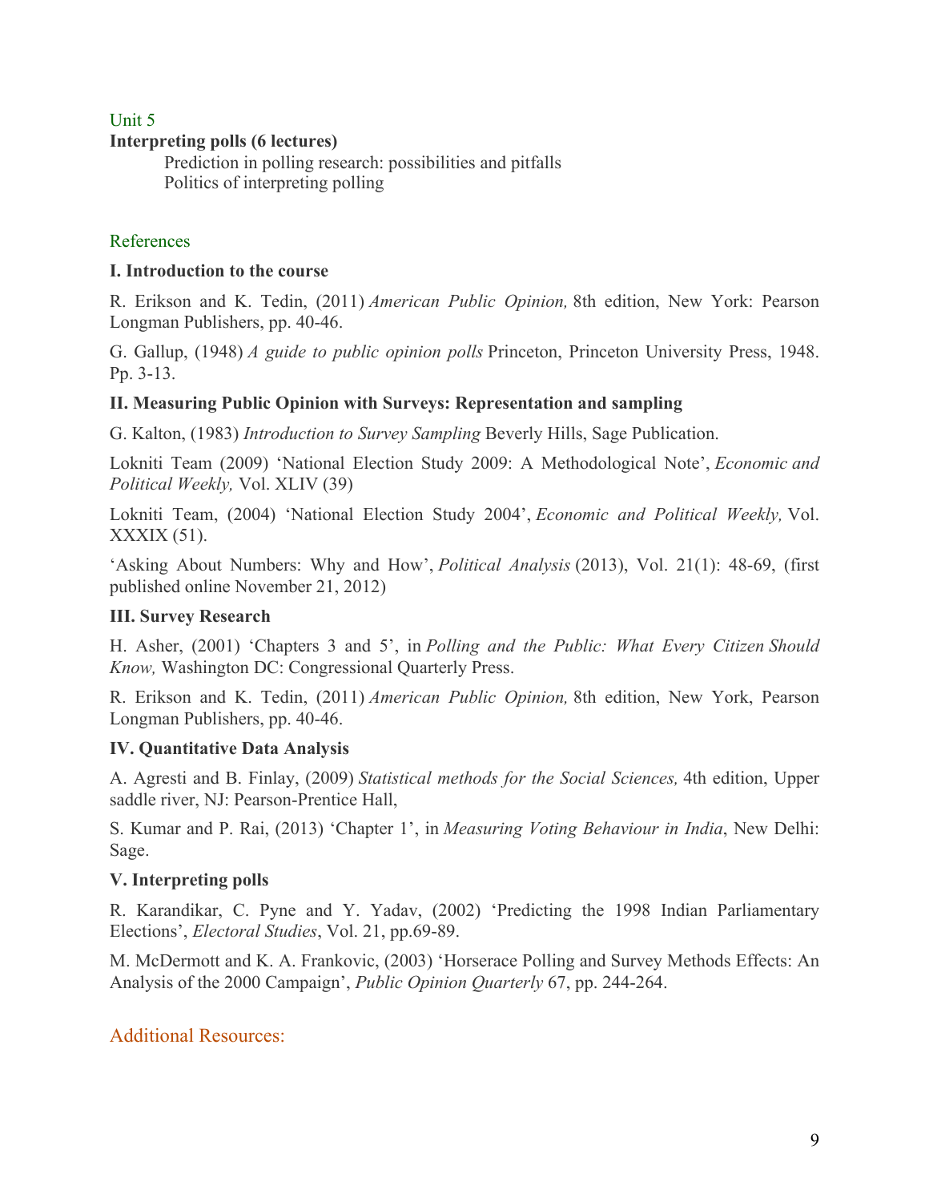Unit 5

**Interpreting polls (6 lectures)**

Prediction in polling research: possibilities and pitfalls
Politics of interpreting polling

References

**I. Introduction to the course**

R. Erikson and K. Tedin, (2011) *American Public Opinion,* 8th edition, New York: Pearson Longman Publishers, pp. 40-46.

G. Gallup, (1948) *A guide to public opinion polls* Princeton, Princeton University Press, 1948. Pp. 3-13.

**II. Measuring Public Opinion with Surveys: Representation and sampling**

G. Kalton, (1983) *Introduction to Survey Sampling* Beverly Hills, Sage Publication.

Lokniti Team (2009) 'National Election Study 2009: A Methodological Note', *Economic and Political Weekly,* Vol. XLIV (39)

Lokniti Team, (2004) 'National Election Study 2004', *Economic and Political Weekly,* Vol. XXXIX (51).

'Asking About Numbers: Why and How', *Political Analysis* (2013), Vol. 21(1): 48-69, (first published online November 21, 2012)

**III. Survey Research**

H. Asher, (2001) 'Chapters 3 and 5', in *Polling and the Public: What Every Citizen Should Know,* Washington DC: Congressional Quarterly Press.

R. Erikson and K. Tedin, (2011) *American Public Opinion,* 8th edition, New York, Pearson Longman Publishers, pp. 40-46.

**IV. Quantitative Data Analysis**

A. Agresti and B. Finlay, (2009) *Statistical methods for the Social Sciences,* 4th edition, Upper saddle river, NJ: Pearson-Prentice Hall,

S. Kumar and P. Rai, (2013) 'Chapter 1', in *Measuring Voting Behaviour in India*, New Delhi: Sage.

**V. Interpreting polls**

R. Karandikar, C. Pyne and Y. Yadav, (2002) 'Predicting the 1998 Indian Parliamentary Elections', *Electoral Studies*, Vol. 21, pp.69-89.

M. McDermott and K. A. Frankovic, (2003) 'Horserace Polling and Survey Methods Effects: An Analysis of the 2000 Campaign', *Public Opinion Quarterly* 67, pp. 244-264.

Additional Resources: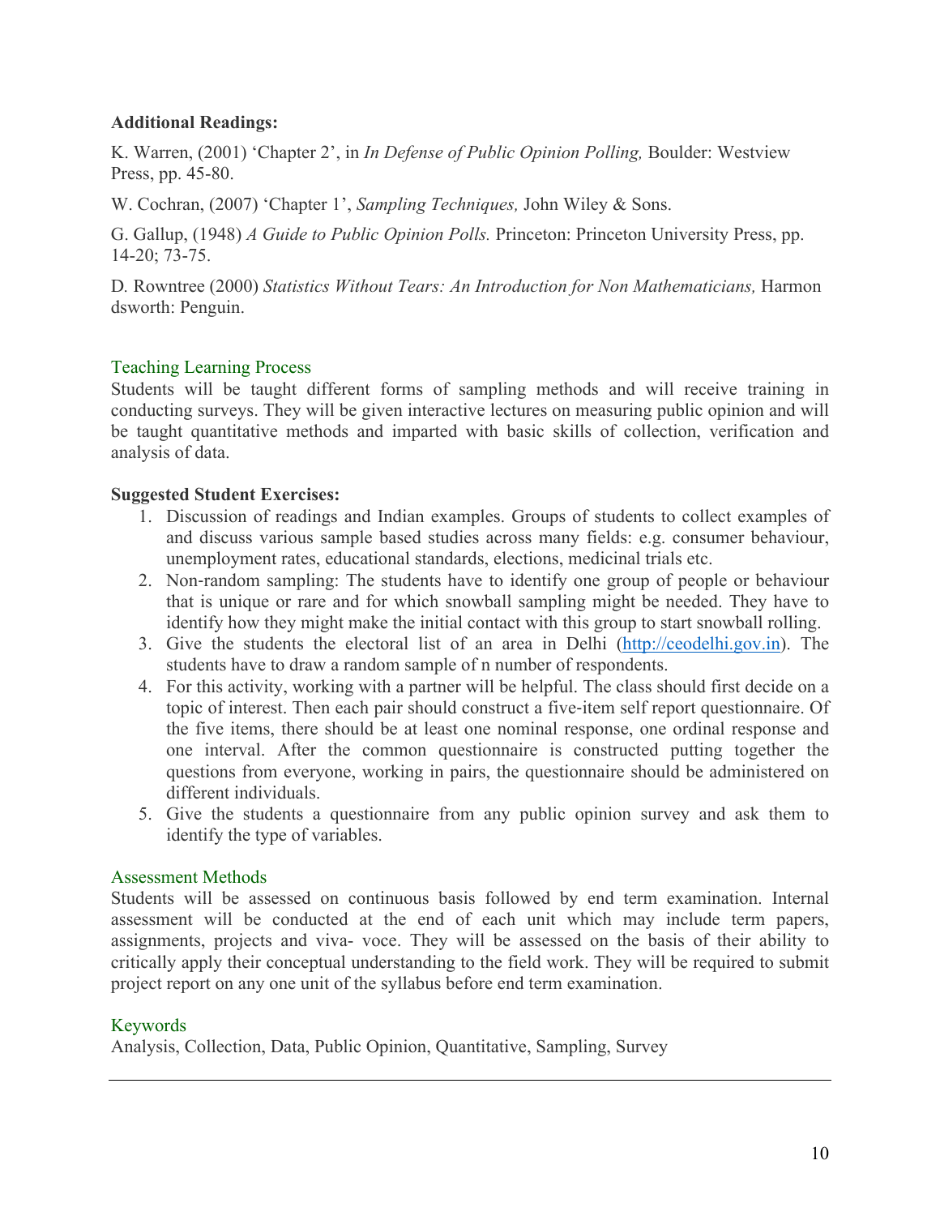**Additional Readings:**

K. Warren, (2001) 'Chapter 2', in *In Defense of Public Opinion Polling,* Boulder: Westview Press, pp. 45-80.

W. Cochran, (2007) 'Chapter 1', *Sampling Techniques,* John Wiley & Sons.

G. Gallup, (1948) *A Guide to Public Opinion Polls.* Princeton: Princeton University Press, pp. 14-20; 73-75.

D. Rowntree (2000) *Statistics Without Tears: An Introduction for Non Mathematicians,* Harmon dsworth: Penguin.

## Teaching Learning Process

Students will be taught different forms of sampling methods and will receive training in conducting surveys. They will be given interactive lectures on measuring public opinion and will be taught quantitative methods and imparted with basic skills of collection, verification and analysis of data.

**Suggested Student Exercises:**

1. Discussion of readings and Indian examples. Groups of students to collect examples of and discuss various sample based studies across many fields: e.g. consumer behaviour, unemployment rates, educational standards, elections, medicinal trials etc.
2. Non-random sampling: The students have to identify one group of people or behaviour that is unique or rare and for which snowball sampling might be needed. They have to identify how they might make the initial contact with this group to start snowball rolling.
3. Give the students the electoral list of an area in Delhi (http://ceodelhi.gov.in). The students have to draw a random sample of n number of respondents.
4. For this activity, working with a partner will be helpful. The class should first decide on a topic of interest. Then each pair should construct a five-item self report questionnaire. Of the five items, there should be at least one nominal response, one ordinal response and one interval. After the common questionnaire is constructed putting together the questions from everyone, working in pairs, the questionnaire should be administered on different individuals.
5. Give the students a questionnaire from any public opinion survey and ask them to identify the type of variables.

## Assessment Methods

Students will be assessed on continuous basis followed by end term examination. Internal assessment will be conducted at the end of each unit which may include term papers, assignments, projects and viva- voce. They will be assessed on the basis of their ability to critically apply their conceptual understanding to the field work. They will be required to submit project report on any one unit of the syllabus before end term examination.

## Keywords

Analysis, Collection, Data, Public Opinion, Quantitative, Sampling, Survey